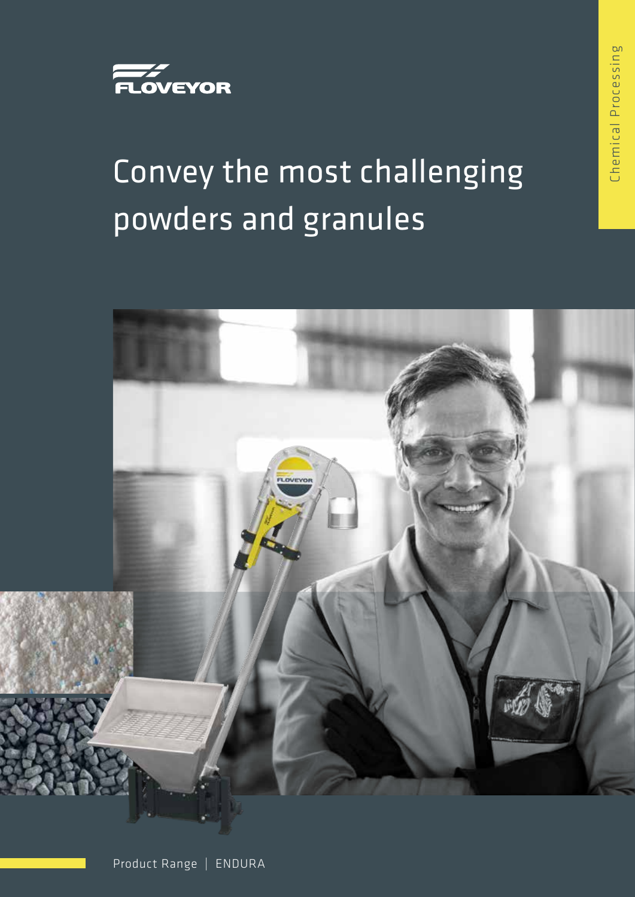FLOVEYOR

Chemical Processing

# Convey the most challenging powders and granules

Product Range | ENDURA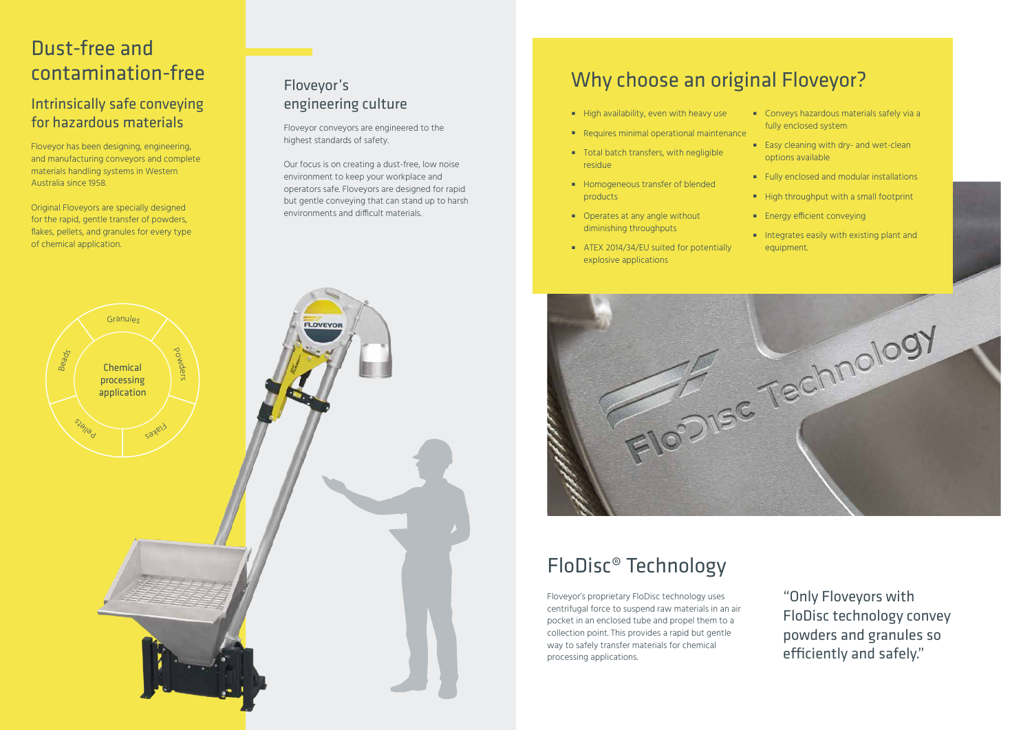# Dust-free and contamination-free

## Intrinsically safe conveying for hazardous materials

Floveyor has been designing, engineering, and manufacturing conveyors and complete materials handling systems in Western Australia since 1958.

Original Floveyors are specially designed for the rapid, gentle transfer of powders, flakes, pellets, and granules for every type of chemical application.

## Floveyor's engineering culture

Floveyor conveyors are engineered to the highest standards of safety.

Our focus is on creating a dust-free, low noise environment to keep your workplace and operators safe. Floveyors are designed for rapid but gentle conveying that can stand up to harsh environments and difficult materials.

## Why choose an original Floveyor?

- High availability, even with heavy use
- Requires minimal operational maintenance
- Total batch transfers, with negligible residue
- Homogeneous transfer of blended products
- Operates at any angle without diminishing throughputs
- ATEX 2014/34/EU suited for potentially explosive applications
- Conveys hazardous materials safely via a fully enclosed system
- Easy cleaning with dry- and wet-clean options available
- Fully enclosed and modular installations
- High throughput with a small footprint
- Energy efficient conveying
- Integrates easily with existing plant and equipment.

## FloDisc® Technology

Floveyor's proprietary FloDisc technology uses centrifugal force to suspend raw materials in an air pocket in an enclosed tube and propel them to a collection point. This provides a rapid but gentle way to safely transfer materials for chemical processing applications.

"Only Floveyors with FloDisc technology convey powders and granules so efficiently and safely."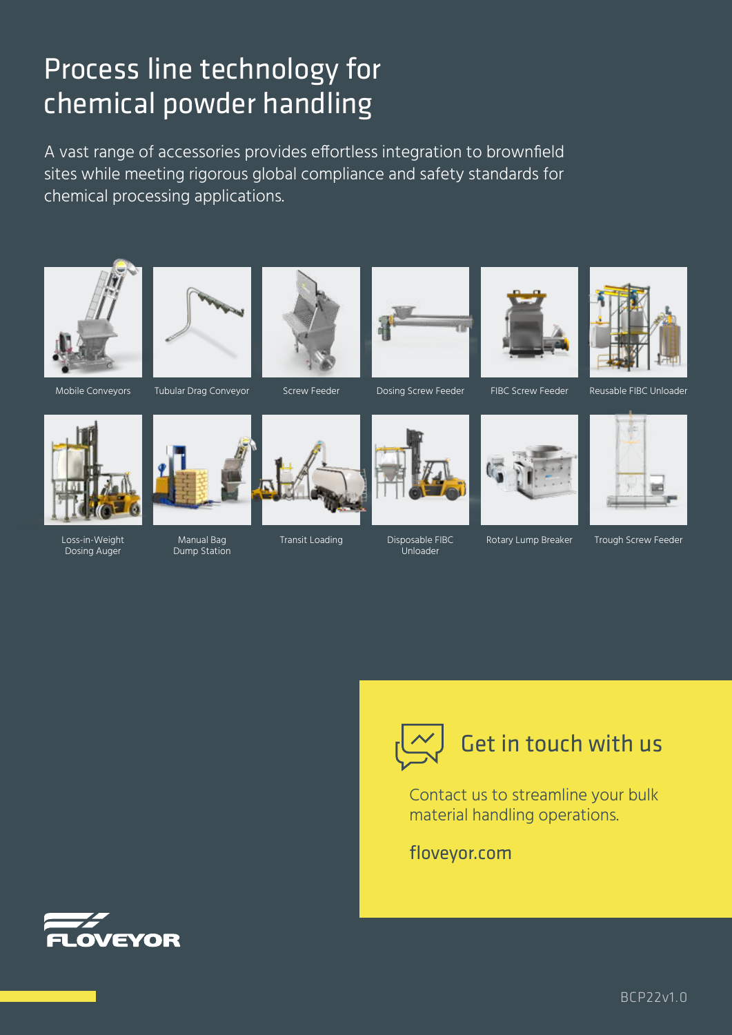# Process line technology for chemical powder handling

A vast range of accessories provides effortless integration to brownfield sites while meeting rigorous global compliance and safety standards for chemical processing applications.

Mobile Conveyors

Tubular Drag Conveyor

Screw Feeder

Dosing Screw Feeder

FIBC Screw Feeder

Reusable FIBC Unloader

Loss-in-Weight Dosing Auger

Manual Bag Dump Station

Transit Loading

Disposable FIBC Unloader

Rotary Lump Breaker

Trough Screw Feeder

## Get in touch with us

Contact us to streamline your bulk material handling operations.

floveyor.com

FLOVEYOR

BCP22v1.0